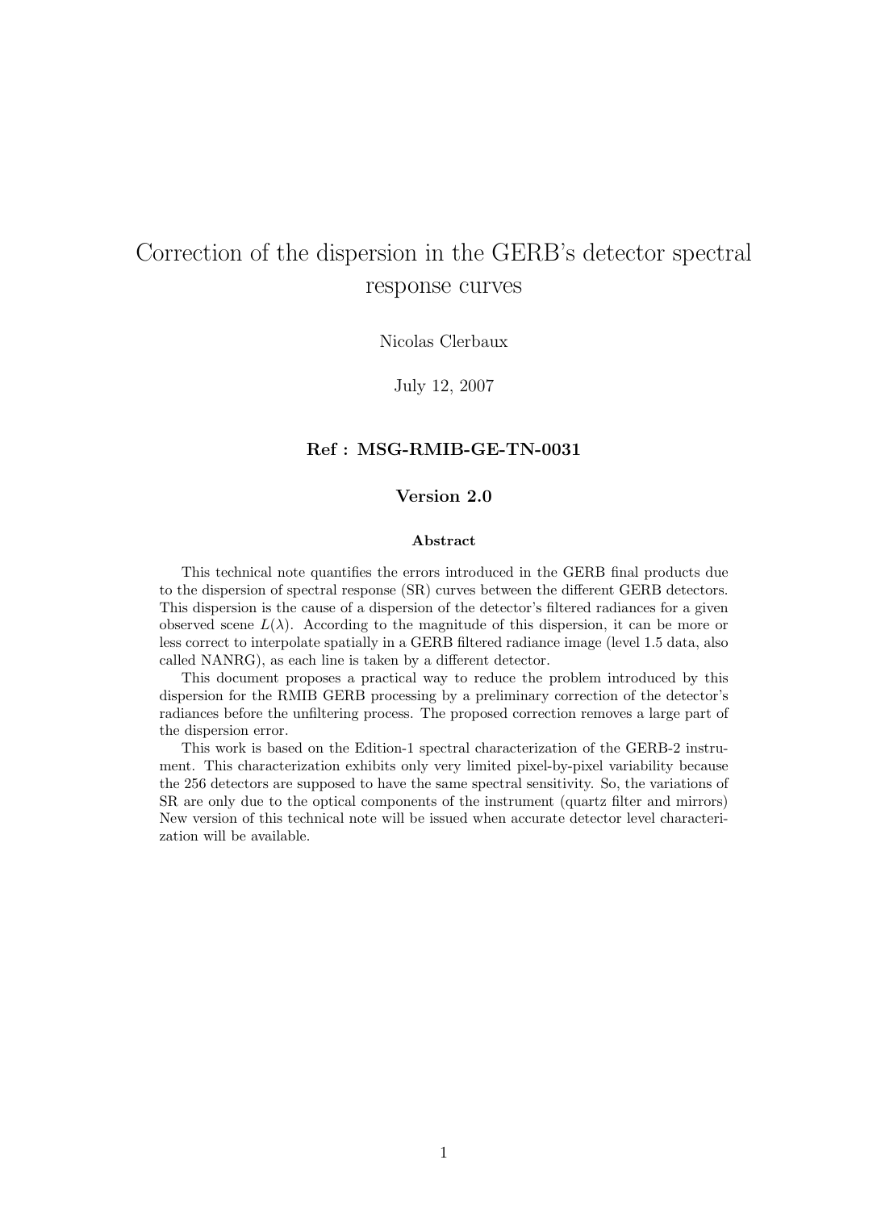# Correction of the dispersion in the GERB's detector spectral response curves

Nicolas Clerbaux

July 12, 2007

**Ref : MSG-RMIB-GE-TN-0031**

**Version 2.0**

**Abstract**

This technical note quantifies the errors introduced in the GERB final products due to the dispersion of spectral response (SR) curves between the different GERB detectors. This dispersion is the cause of a dispersion of the detector's filtered radiances for a given observed scene $L(\lambda)$. According to the magnitude of this dispersion, it can be more or less correct to interpolate spatially in a GERB filtered radiance image (level 1.5 data, also called NANRG), as each line is taken by a different detector.

This document proposes a practical way to reduce the problem introduced by this dispersion for the RMIB GERB processing by a preliminary correction of the detector's radiances before the unfiltering process. The proposed correction removes a large part of the dispersion error.

This work is based on the Edition-1 spectral characterization of the GERB-2 instrument. This characterization exhibits only very limited pixel-by-pixel variability because the 256 detectors are supposed to have the same spectral sensitivity. So, the variations of SR are only due to the optical components of the instrument (quartz filter and mirrors) New version of this technical note will be issued when accurate detector level characterization will be available.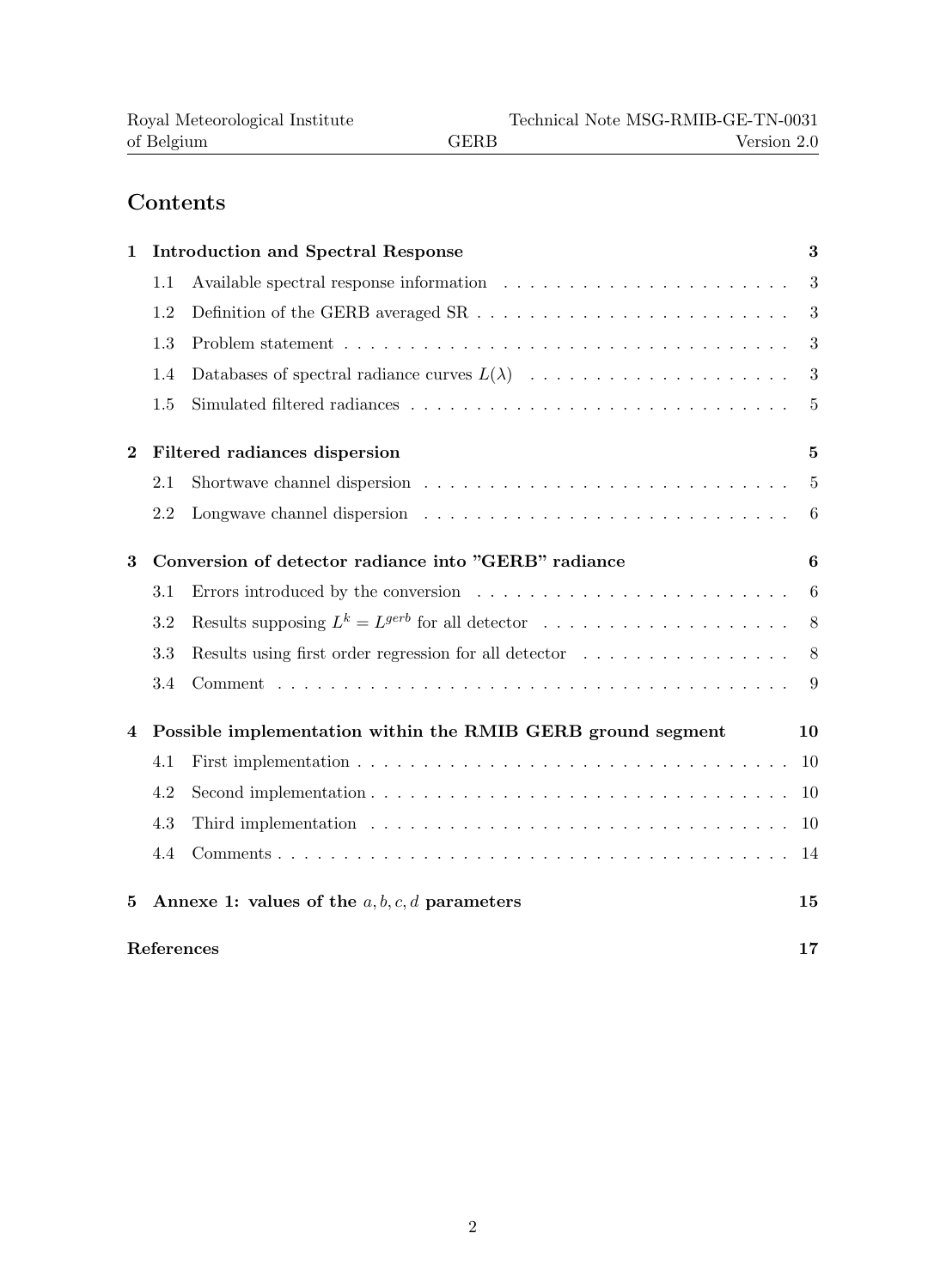# Contents

**1 Introduction and Spectral Response** — **3**

- 1.1 Available spectral response information . . . 3
- 1.2 Definition of the GERB averaged SR . . . 3
- 1.3 Problem statement . . . 3
- 1.4 Databases of spectral radiance curves $L(\lambda)$ . . . 3
- 1.5 Simulated filtered radiances . . . 5

**2 Filtered radiances dispersion** — **5**

- 2.1 Shortwave channel dispersion . . . 5
- 2.2 Longwave channel dispersion . . . 6

**3 Conversion of detector radiance into "GERB" radiance** — **6**

- 3.1 Errors introduced by the conversion . . . 6
- 3.2 Results supposing $L^k = L^{gerb}$ for all detector . . . 8
- 3.3 Results using first order regression for all detector . . . 8
- 3.4 Comment . . . 9

**4 Possible implementation within the RMIB GERB ground segment** — **10**

- 4.1 First implementation . . . 10
- 4.2 Second implementation . . . 10
- 4.3 Third implementation . . . 10
- 4.4 Comments . . . 14

**5 Annexe 1: values of the $a, b, c, d$ parameters** — **15**

**References** — **17**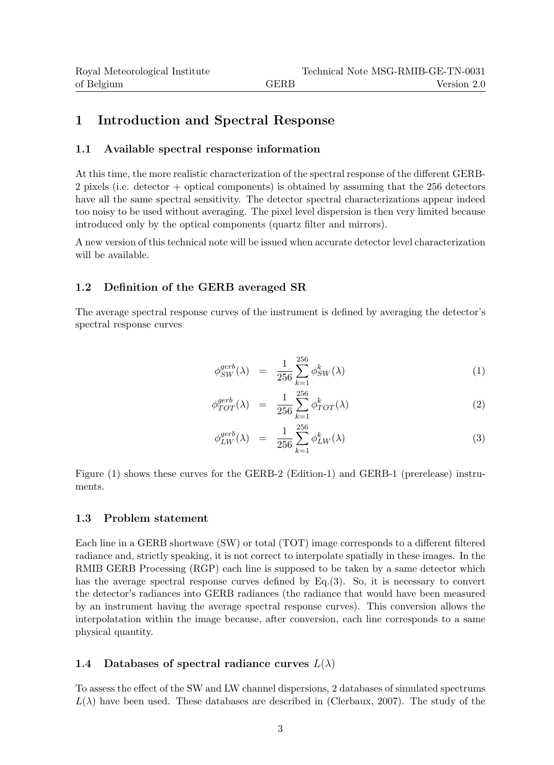# 1 Introduction and Spectral Response

## 1.1 Available spectral response information

At this time, the more realistic characterization of the spectral response of the different GERB-2 pixels (i.e. detector + optical components) is obtained by assuming that the 256 detectors have all the same spectral sensitivity. The detector spectral characterizations appear indeed too noisy to be used without averaging. The pixel level dispersion is then very limited because introduced only by the optical components (quartz filter and mirrors).

A new version of this technical note will be issued when accurate detector level characterization will be available.

## 1.2 Definition of the GERB averaged SR

The average spectral response curves of the instrument is defined by averaging the detector's spectral response curves

$$\phi_{SW}^{gerb}(\lambda) = \frac{1}{256} \sum_{k=1}^{256} \phi_{SW}^{k}(\lambda) \tag{1}$$

$$\phi_{TOT}^{gerb}(\lambda) = \frac{1}{256} \sum_{k=1}^{256} \phi_{TOT}^{k}(\lambda) \tag{2}$$

$$\phi_{LW}^{gerb}(\lambda) = \frac{1}{256} \sum_{k=1}^{256} \phi_{LW}^{k}(\lambda) \tag{3}$$

Figure (1) shows these curves for the GERB-2 (Edition-1) and GERB-1 (prerelease) instruments.

## 1.3 Problem statement

Each line in a GERB shortwave (SW) or total (TOT) image corresponds to a different filtered radiance and, strictly speaking, it is not correct to interpolate spatially in these images. In the RMIB GERB Processing (RGP) each line is supposed to be taken by a same detector which has the average spectral response curves defined by Eq.(3). So, it is necessary to convert the detector's radiances into GERB radiances (the radiance that would have been measured by an instrument having the average spectral response curves). This conversion allows the interpolatation within the image because, after conversion, each line corresponds to a same physical quantity.

## 1.4 Databases of spectral radiance curves $L(\lambda)$

To assess the effect of the SW and LW channel dispersions, 2 databases of simulated spectrums $L(\lambda)$ have been used. These databases are described in (Clerbaux, 2007). The study of the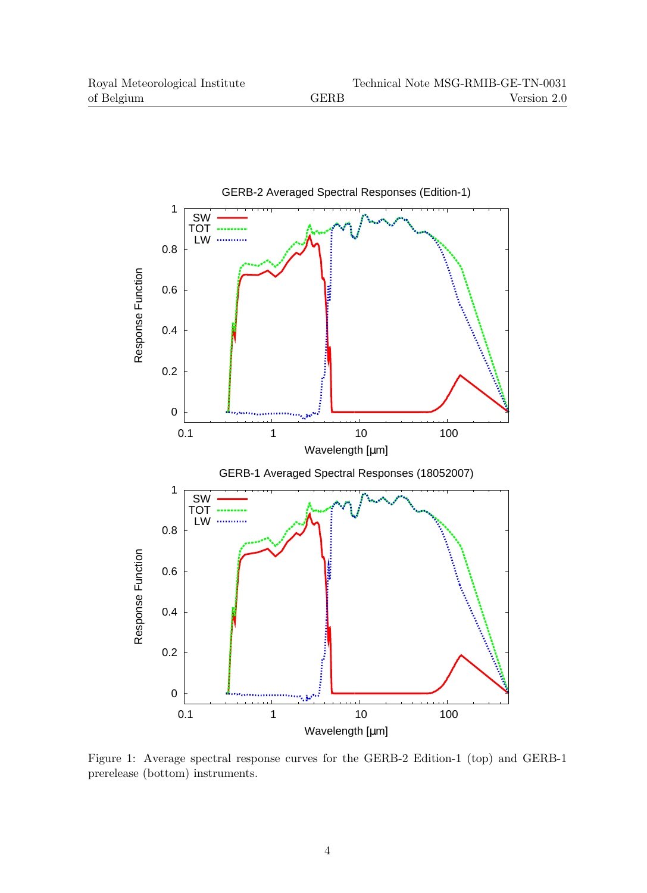Figure 1: Average spectral response curves for the GERB-2 Edition-1 (top) and GERB-1 prerelease (bottom) instruments.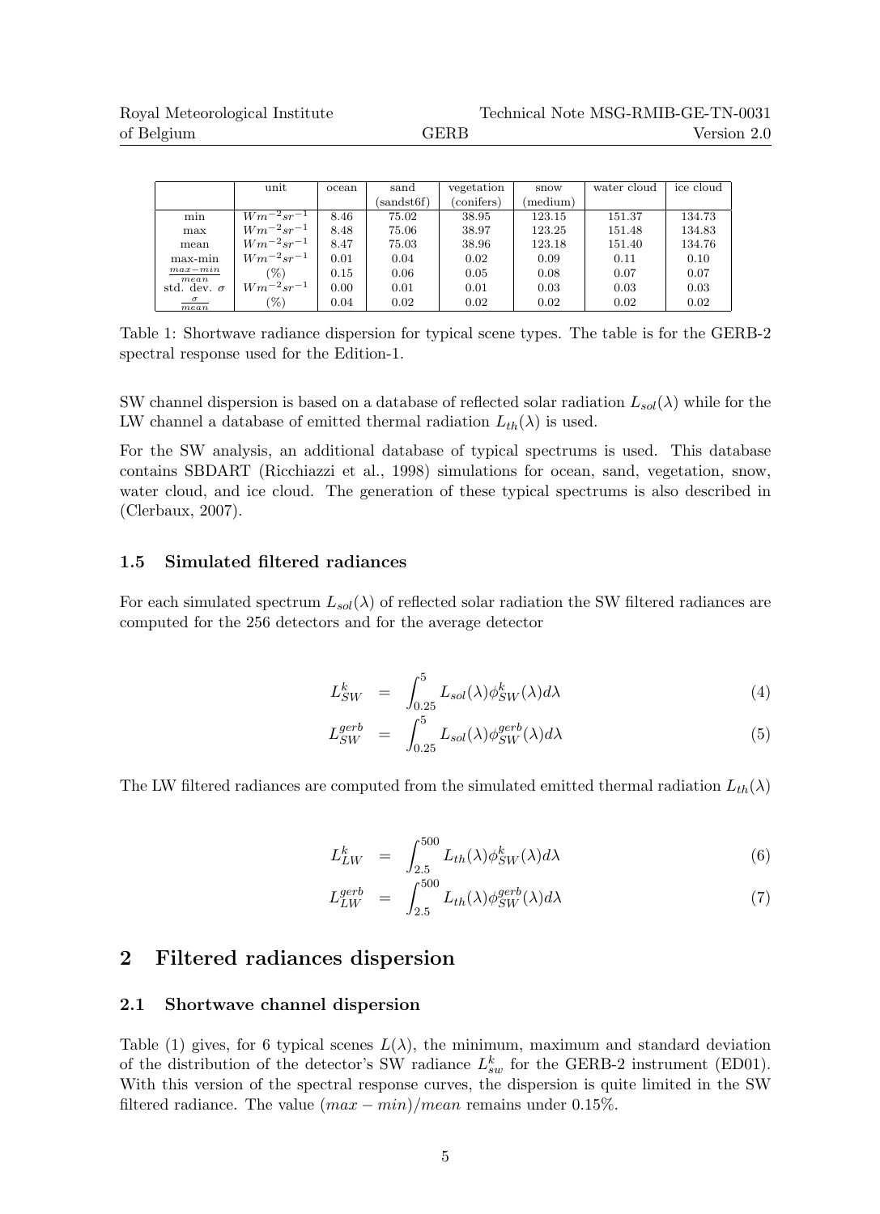| | unit | ocean | sand (sandst6f) | vegetation (conifers) | snow (medium) | water cloud | ice cloud |
|---|---|---|---|---|---|---|---|
| min | $Wm^{-2}sr^{-1}$ | 8.46 | 75.02 | 38.95 | 123.15 | 151.37 | 134.73 |
| max | $Wm^{-2}sr^{-1}$ | 8.48 | 75.06 | 38.97 | 123.25 | 151.48 | 134.83 |
| mean | $Wm^{-2}sr^{-1}$ | 8.47 | 75.03 | 38.96 | 123.18 | 151.40 | 134.76 |
| max-min | $Wm^{-2}sr^{-1}$ | 0.01 | 0.04 | 0.02 | 0.09 | 0.11 | 0.10 |
| $\frac{max-min}{mean}$ | (%) | 0.15 | 0.06 | 0.05 | 0.08 | 0.07 | 0.07 |
| std. dev. $\sigma$ | $Wm^{-2}sr^{-1}$ | 0.00 | 0.01 | 0.01 | 0.03 | 0.03 | 0.03 |
| $\frac{\sigma}{mean}$ | (%) | 0.04 | 0.02 | 0.02 | 0.02 | 0.02 | 0.02 |

Table 1: Shortwave radiance dispersion for typical scene types. The table is for the GERB-2 spectral response used for the Edition-1.

SW channel dispersion is based on a database of reflected solar radiation $L_{sol}(\lambda)$ while for the LW channel a database of emitted thermal radiation $L_{th}(\lambda)$ is used.

For the SW analysis, an additional database of typical spectrums is used. This database contains SBDART (Ricchiazzi et al., 1998) simulations for ocean, sand, vegetation, snow, water cloud, and ice cloud. The generation of these typical spectrums is also described in (Clerbaux, 2007).

### 1.5 Simulated filtered radiances

For each simulated spectrum $L_{sol}(\lambda)$ of reflected solar radiation the SW filtered radiances are computed for the 256 detectors and for the average detector

$$L_{SW}^{k} = \int_{0.25}^{5} L_{sol}(\lambda)\phi_{SW}^{k}(\lambda)d\lambda \tag{4}$$

$$L_{SW}^{gerb} = \int_{0.25}^{5} L_{sol}(\lambda)\phi_{SW}^{gerb}(\lambda)d\lambda \tag{5}$$

The LW filtered radiances are computed from the simulated emitted thermal radiation $L_{th}(\lambda)$

$$L_{LW}^{k} = \int_{2.5}^{500} L_{th}(\lambda)\phi_{SW}^{k}(\lambda)d\lambda \tag{6}$$

$$L_{LW}^{gerb} = \int_{2.5}^{500} L_{th}(\lambda)\phi_{SW}^{gerb}(\lambda)d\lambda \tag{7}$$

## 2 Filtered radiances dispersion

### 2.1 Shortwave channel dispersion

Table (1) gives, for 6 typical scenes $L(\lambda)$, the minimum, maximum and standard deviation of the distribution of the detector's SW radiance $L_{sw}^{k}$ for the GERB-2 instrument (ED01). With this version of the spectral response curves, the dispersion is quite limited in the SW filtered radiance. The value $(max - min)/mean$ remains under 0.15%.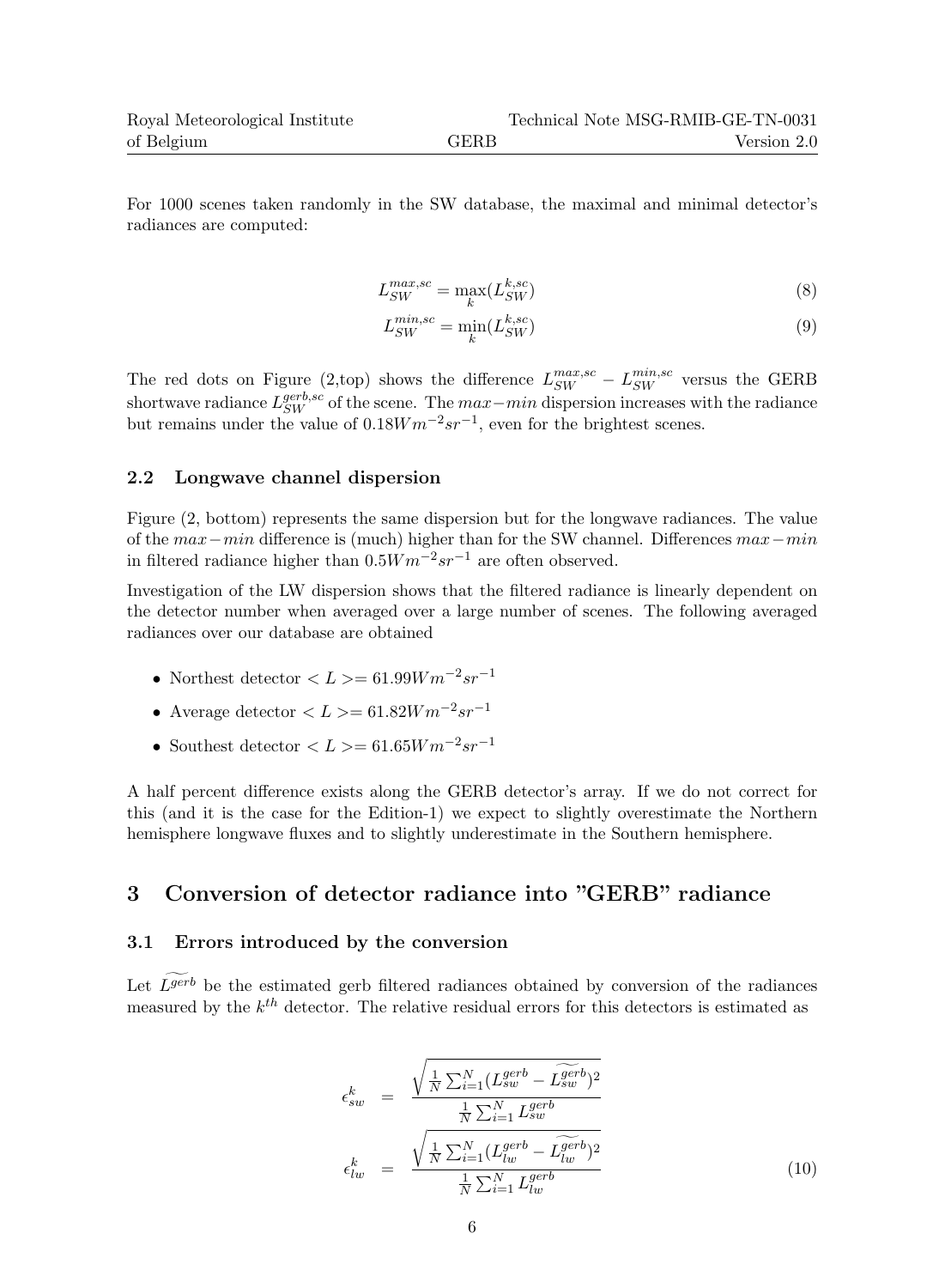For 1000 scenes taken randomly in the SW database, the maximal and minimal detector's radiances are computed:

$$L_{SW}^{max,sc} = \max_k(L_{SW}^{k,sc}) \tag{8}$$

$$L_{SW}^{min,sc} = \min_k(L_{SW}^{k,sc}) \tag{9}$$

The red dots on Figure (2,top) shows the difference $L_{SW}^{max,sc} - L_{SW}^{min,sc}$ versus the GERB shortwave radiance $L_{SW}^{gerb,sc}$ of the scene. The $max - min$ dispersion increases with the radiance but remains under the value of $0.18 Wm^{-2}sr^{-1}$, even for the brightest scenes.

### 2.2 Longwave channel dispersion

Figure (2, bottom) represents the same dispersion but for the longwave radiances. The value of the $max - min$ difference is (much) higher than for the SW channel. Differences $max - min$ in filtered radiance higher than $0.5 Wm^{-2}sr^{-1}$ are often observed.

Investigation of the LW dispersion shows that the filtered radiance is linearly dependent on the detector number when averaged over a large number of scenes. The following averaged radiances over our database are obtained

- Northest detector $< L >= 61.99 Wm^{-2}sr^{-1}$
- Average detector $< L >= 61.82 Wm^{-2}sr^{-1}$
- Southest detector $< L >= 61.65 Wm^{-2}sr^{-1}$

A half percent difference exists along the GERB detector's array. If we do not correct for this (and it is the case for the Edition-1) we expect to slightly overestimate the Northern hemisphere longwave fluxes and to slightly underestimate in the Southern hemisphere.

## 3 Conversion of detector radiance into "GERB" radiance

### 3.1 Errors introduced by the conversion

Let $\widetilde{L^{gerb}}$ be the estimated gerb filtered radiances obtained by conversion of the radiances measured by the $k^{th}$ detector. The relative residual errors for this detectors is estimated as

$$\begin{aligned}
\epsilon_{sw}^k &= \frac{\sqrt{\frac{1}{N}\sum_{i=1}^N (L_{sw}^{gerb} - \widetilde{L_{sw}^{gerb}})^2}}{\frac{1}{N}\sum_{i=1}^N L_{sw}^{gerb}} \\
\epsilon_{lw}^k &= \frac{\sqrt{\frac{1}{N}\sum_{i=1}^N (L_{lw}^{gerb} - \widetilde{L_{lw}^{gerb}})^2}}{\frac{1}{N}\sum_{i=1}^N L_{lw}^{gerb}}
\end{aligned} \tag{10}$$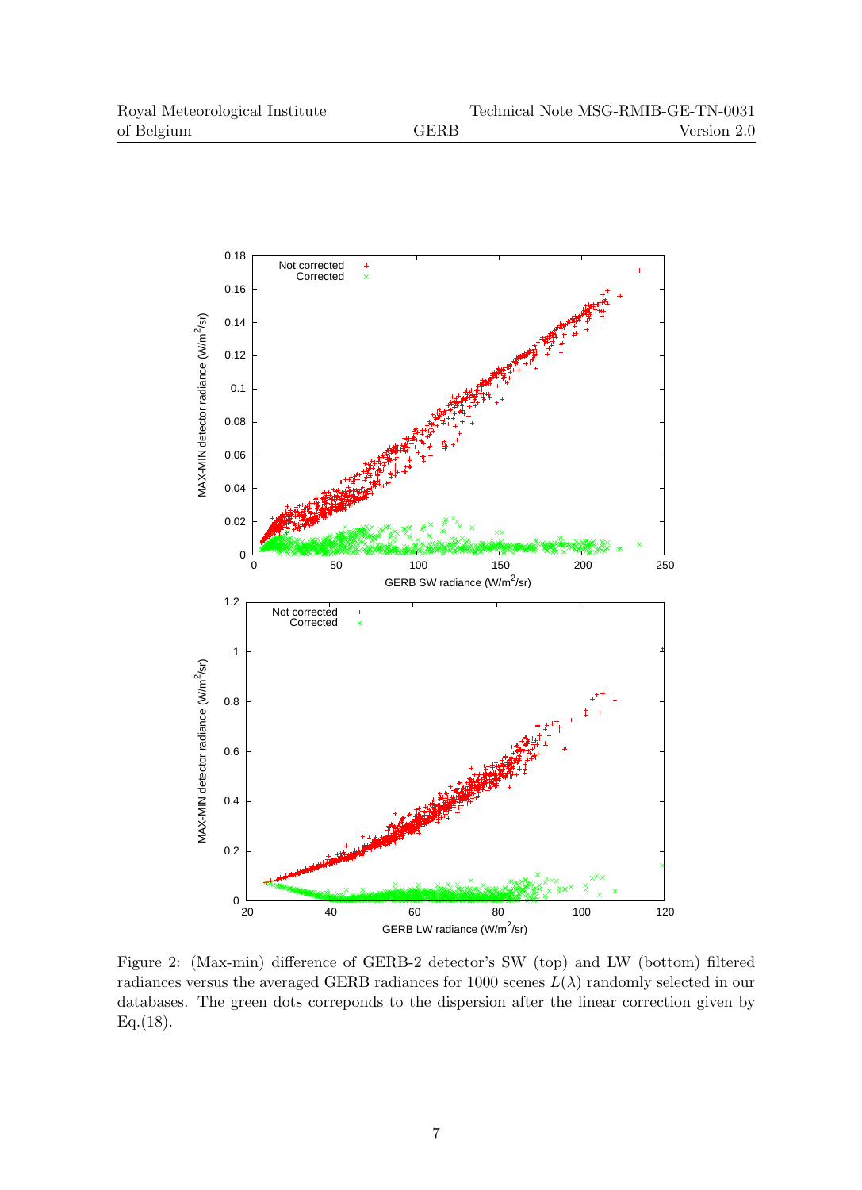Figure 2: (Max-min) difference of GERB-2 detector's SW (top) and LW (bottom) filtered radiances versus the averaged GERB radiances for 1000 scenes $L(\lambda)$ randomly selected in our databases. The green dots correponds to the dispersion after the linear correction given by Eq.(18).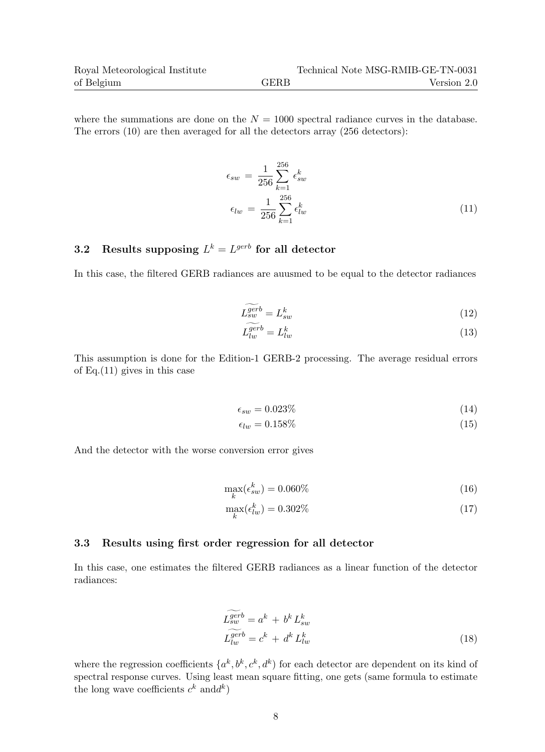where the summations are done on the $N = 1000$ spectral radiance curves in the database. The errors (10) are then averaged for all the detectors array (256 detectors):

$$
\begin{aligned}
\epsilon_{sw} &= \frac{1}{256} \sum_{k=1}^{256} \epsilon_{sw}^{k} \\
\epsilon_{lw} &= \frac{1}{256} \sum_{k=1}^{256} \epsilon_{lw}^{k}
\end{aligned}
\tag{11}
$$

### 3.2 Results supposing $L^k = L^{gerb}$ for all detector

In this case, the filtered GERB radiances are auusmed to be equal to the detector radiances

$$
\widetilde{L_{sw}^{gerb}} = L_{sw}^{k} \tag{12}
$$

$$
\widetilde{L_{lw}^{gerb}} = L_{lw}^{k} \tag{13}
$$

This assumption is done for the Edition-1 GERB-2 processing. The average residual errors of Eq.(11) gives in this case

$$
\epsilon_{sw} = 0.023\% \tag{14}
$$

$$
\epsilon_{lw} = 0.158\% \tag{15}
$$

And the detector with the worse conversion error gives

$$
\max_{k}(\epsilon_{sw}^{k}) = 0.060\% \tag{16}
$$

$$
\max_{k}(\epsilon_{lw}^{k}) = 0.302\% \tag{17}
$$

### 3.3 Results using first order regression for all detector

In this case, one estimates the filtered GERB radiances as a linear function of the detector radiances:

$$
\begin{aligned}
\widetilde{L_{sw}^{gerb}} &= a^{k} + b^{k} L_{sw}^{k} \\
\widetilde{L_{lw}^{gerb}} &= c^{k} + d^{k} L_{lw}^{k}
\end{aligned}
\tag{18}
$$

where the regression coefficients $\{a^k, b^k, c^k, d^k)$ for each detector are dependent on its kind of spectral response curves. Using least mean square fitting, one gets (same formula to estimate the long wave coefficients $c^k$ and$d^k$)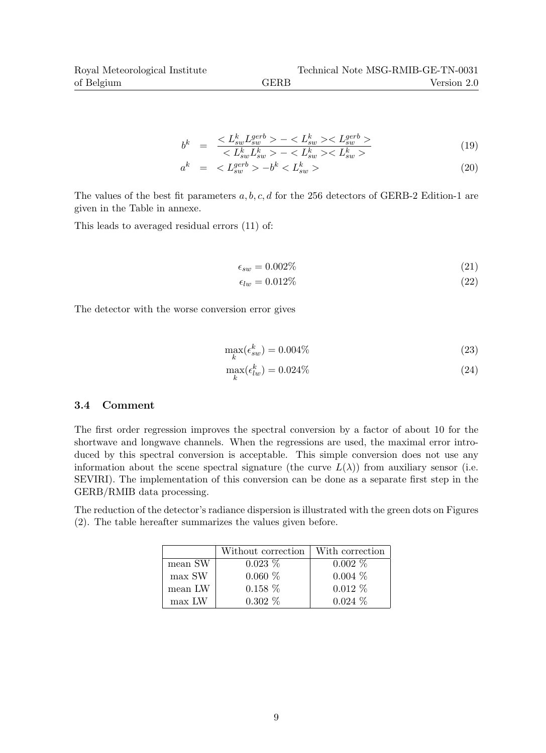$$
\begin{aligned}
b^k &= \frac{< L_{sw}^k L_{sw}^{gerb} > - < L_{sw}^k >< L_{sw}^{gerb} >}{< L_{sw}^k L_{sw}^k > - < L_{sw}^k >< L_{sw}^k >} && (19) \\
a^k &= < L_{sw}^{gerb} > -b^k < L_{sw}^k > && (20)
\end{aligned}
$$

The values of the best fit parameters $a, b, c, d$ for the 256 detectors of GERB-2 Edition-1 are given in the Table in annexe.

This leads to averaged residual errors (11) of:

$$
\epsilon_{sw} = 0.002\% \tag{21}
$$

$$
\epsilon_{lw} = 0.012\% \tag{22}
$$

The detector with the worse conversion error gives

$$
\max_k(\epsilon_{sw}^k) = 0.004\% \tag{23}
$$

$$
\max_k(\epsilon_{lw}^k) = 0.024\% \tag{24}
$$

### 3.4 Comment

The first order regression improves the spectral conversion by a factor of about 10 for the shortwave and longwave channels. When the regressions are used, the maximal error introduced by this spectral conversion is acceptable. This simple conversion does not use any information about the scene spectral signature (the curve $L(\lambda)$) from auxiliary sensor (i.e. SEVIRI). The implementation of this conversion can be done as a separate first step in the GERB/RMIB data processing.

The reduction of the detector's radiance dispersion is illustrated with the green dots on Figures (2). The table hereafter summarizes the values given before.

| | Without correction | With correction |
|---|---|---|
| mean SW | 0.023 % | 0.002 % |
| max SW | 0.060 % | 0.004 % |
| mean LW | 0.158 % | 0.012 % |
| max LW | 0.302 % | 0.024 % |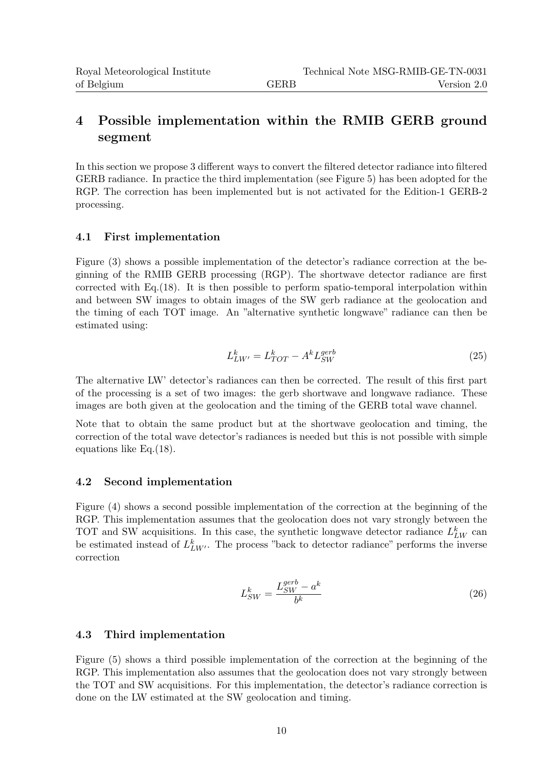# 4 Possible implementation within the RMIB GERB ground segment

In this section we propose 3 different ways to convert the filtered detector radiance into filtered GERB radiance. In practice the third implementation (see Figure 5) has been adopted for the RGP. The correction has been implemented but is not activated for the Edition-1 GERB-2 processing.

## 4.1 First implementation

Figure (3) shows a possible implementation of the detector's radiance correction at the beginning of the RMIB GERB processing (RGP). The shortwave detector radiance are first corrected with Eq.(18). It is then possible to perform spatio-temporal interpolation within and between SW images to obtain images of the SW gerb radiance at the geolocation and the timing of each TOT image. An "alternative synthetic longwave" radiance can then be estimated using:

$$L_{LW'}^{k} = L_{TOT}^{k} - A^{k} L_{SW}^{gerb} \tag{25}$$

The alternative LW' detector's radiances can then be corrected. The result of this first part of the processing is a set of two images: the gerb shortwave and longwave radiance. These images are both given at the geolocation and the timing of the GERB total wave channel.

Note that to obtain the same product but at the shortwave geolocation and timing, the correction of the total wave detector's radiances is needed but this is not possible with simple equations like Eq.(18).

## 4.2 Second implementation

Figure (4) shows a second possible implementation of the correction at the beginning of the RGP. This implementation assumes that the geolocation does not vary strongly between the TOT and SW acquisitions. In this case, the synthetic longwave detector radiance $L_{LW}^{k}$ can be estimated instead of $L_{LW'}^{k}$. The process "back to detector radiance" performs the inverse correction

$$L_{SW}^{k} = \frac{L_{SW}^{gerb} - a^{k}}{b^{k}} \tag{26}$$

## 4.3 Third implementation

Figure (5) shows a third possible implementation of the correction at the beginning of the RGP. This implementation also assumes that the geolocation does not vary strongly between the TOT and SW acquisitions. For this implementation, the detector's radiance correction is done on the LW estimated at the SW geolocation and timing.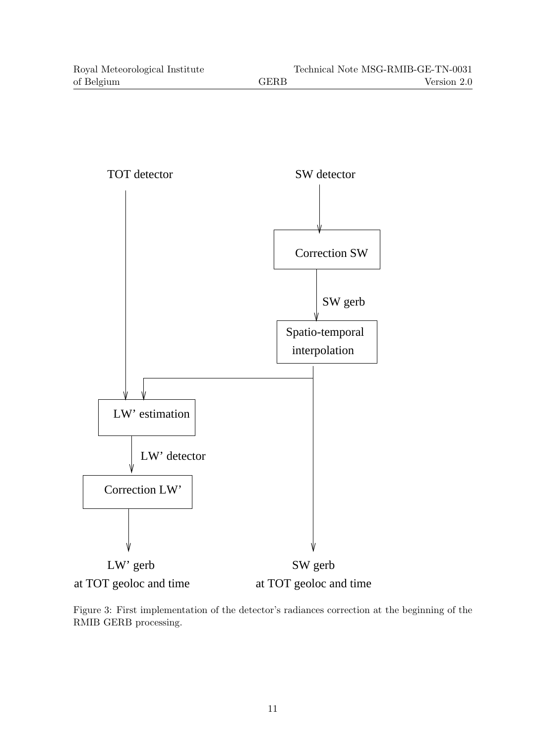TOT detector

SW detector

Correction SW

SW gerb

Spatio-temporal interpolation

LW' estimation

LW' detector

Correction LW'

LW' gerb at TOT geoloc and time

SW gerb at TOT geoloc and time

Figure 3: First implementation of the detector's radiances correction at the beginning of the RMIB GERB processing.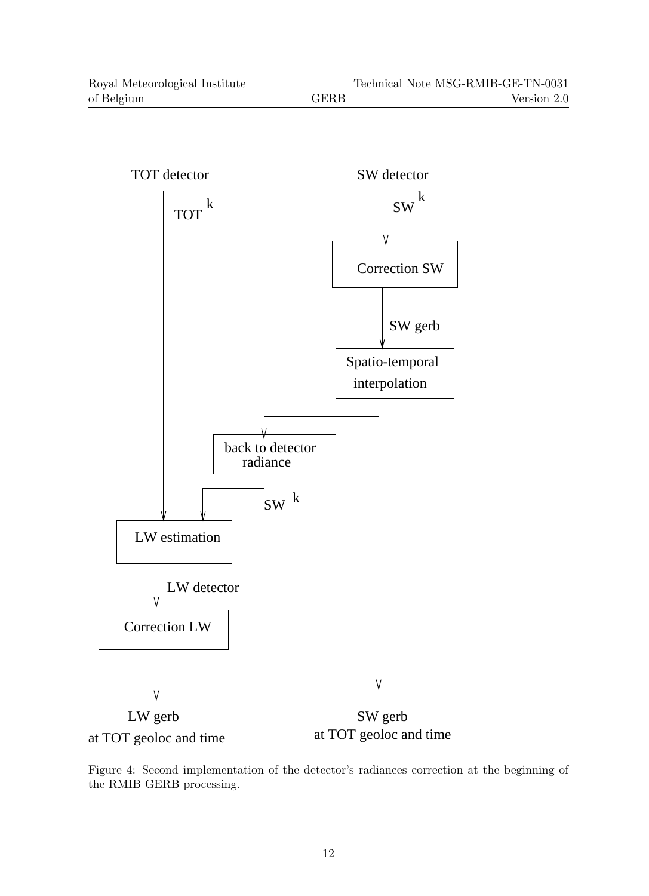TOT detector

$TOT^k$

SW detector

$SW^k$

Correction SW

SW gerb

Spatio-temporal interpolation

back to detector radiance

$SW^k$

LW estimation

LW detector

Correction LW

LW gerb at TOT geoloc and time

SW gerb at TOT geoloc and time

Figure 4: Second implementation of the detector's radiances correction at the beginning of the RMIB GERB processing.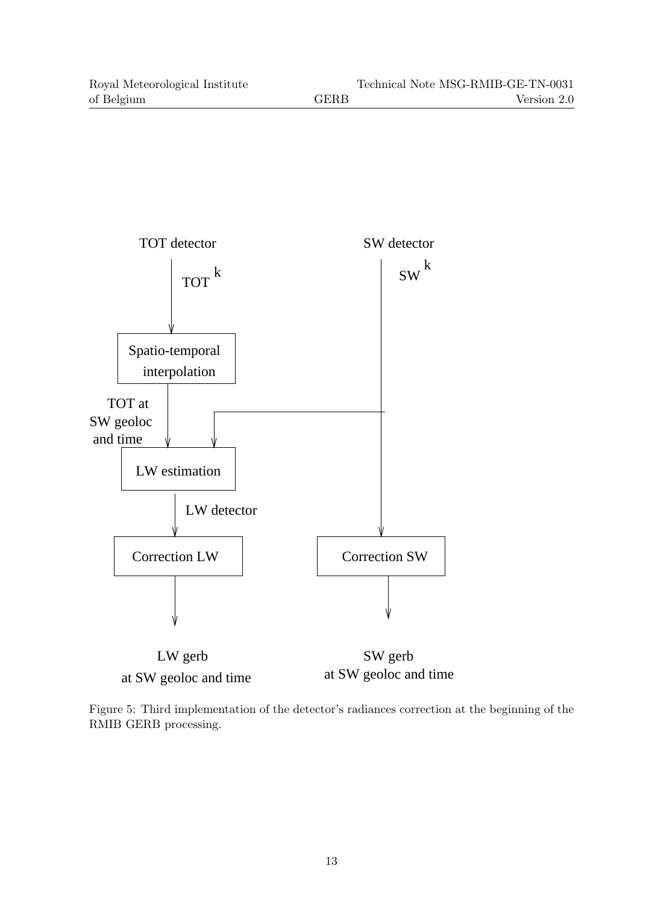TOT detector

$TOT^k$

SW detector

$SW^k$

Spatio-temporal interpolation

TOT at SW geoloc and time

LW estimation

LW detector

Correction LW

Correction SW

LW gerb at SW geoloc and time

SW gerb at SW geoloc and time

Figure 5: Third implementation of the detector's radiances correction at the beginning of the RMIB GERB processing.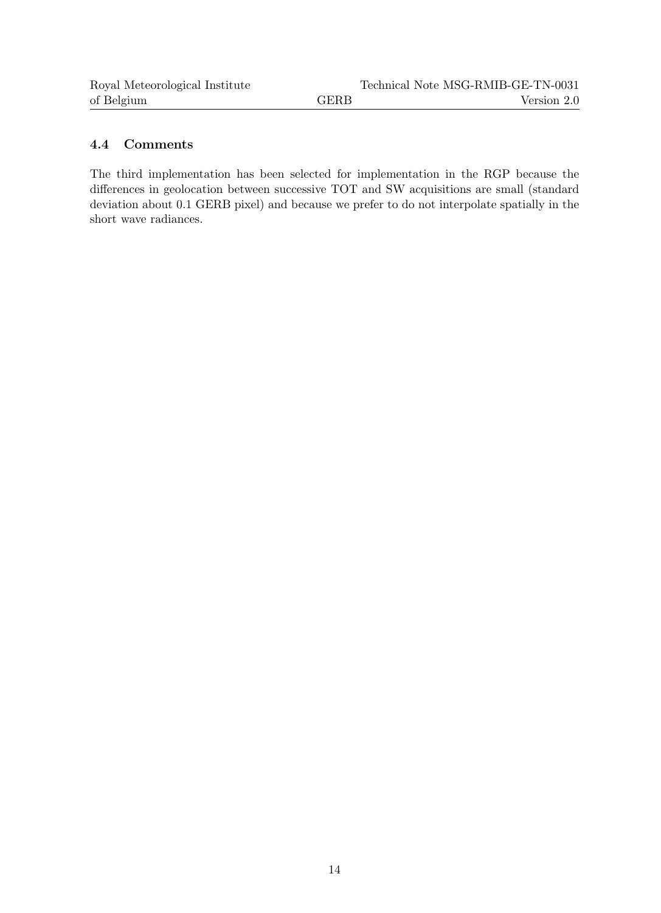### 4.4 Comments

The third implementation has been selected for implementation in the RGP because the differences in geolocation between successive TOT and SW acquisitions are small (standard deviation about 0.1 GERB pixel) and because we prefer to do not interpolate spatially in the short wave radiances.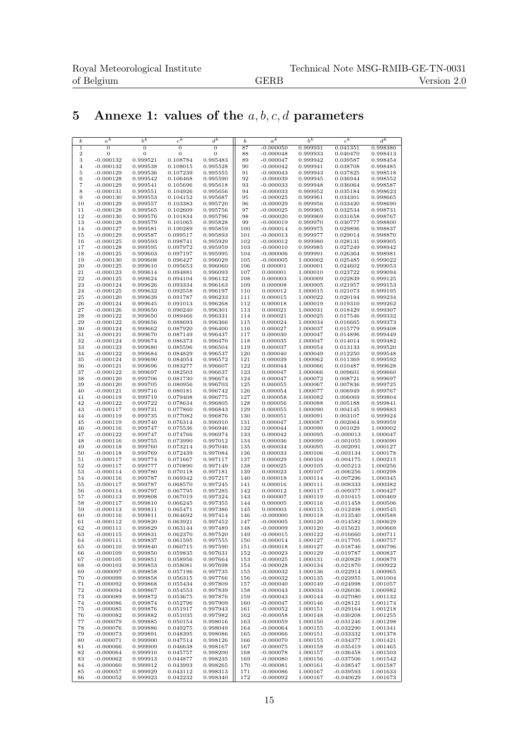# 5 Annexe 1: values of the $a, b, c, d$ parameters

| $k$ | $a^k$ | $b^k$ | $c^k$ | $d^k$ | $k$ | $a^k$ | $b^k$ | $c^k$ | $d^k$ |
|---|---|---|---|---|---|---|---|---|---|
| 1 | 0 | 0 | 0 | 0 | 87 | -0.000050 | 0.999931 | 0.041351 | 0.998380 |
| 2 | 0 | 0 | 0 | 0 | 88 | -0.000048 | 0.999933 | 0.040470 | 0.998413 |
| 3 | -0.000132 | 0.999521 | 0.108784 | 0.995483 | 89 | -0.000047 | 0.999942 | 0.039587 | 0.998454 |
| 4 | -0.000132 | 0.999538 | 0.108015 | 0.995528 | 90 | -0.000042 | 0.999941 | 0.038708 | 0.998485 |
| 5 | -0.000129 | 0.999536 | 0.107239 | 0.995555 | 91 | -0.000043 | 0.999943 | 0.037825 | 0.998518 |
| 6 | -0.000128 | 0.999542 | 0.106468 | 0.995590 | 92 | -0.000039 | 0.999945 | 0.036944 | 0.998552 |
| 7 | -0.000129 | 0.999541 | 0.105696 | 0.995618 | 93 | -0.000033 | 0.999948 | 0.036064 | 0.998587 |
| 8 | -0.000131 | 0.999551 | 0.104926 | 0.995656 | 94 | -0.000033 | 0.999952 | 0.035184 | 0.998623 |
| 9 | -0.000130 | 0.999553 | 0.104152 | 0.995687 | 95 | -0.000025 | 0.999961 | 0.034301 | 0.998665 |
| 10 | -0.000129 | 0.999557 | 0.103383 | 0.995720 | 96 | -0.000029 | 0.999956 | 0.033420 | 0.998690 |
| 11 | -0.000128 | 0.999565 | 0.102609 | 0.995756 | 97 | -0.000025 | 0.999965 | 0.032534 | 0.998731 |
| 12 | -0.000130 | 0.999576 | 0.101834 | 0.995796 | 98 | -0.000020 | 0.999969 | 0.031658 | 0.998767 |
| 13 | -0.000128 | 0.999579 | 0.101065 | 0.995828 | 99 | -0.000019 | 0.999970 | 0.030777 | 0.998800 |
| 14 | -0.000127 | 0.999581 | 0.100289 | 0.995859 | 100 | -0.000014 | 0.999975 | 0.029896 | 0.998837 |
| 15 | -0.000129 | 0.999587 | 0.099517 | 0.995893 | 101 | -0.000013 | 0.999977 | 0.029014 | 0.998870 |
| 16 | -0.000125 | 0.999593 | 0.098741 | 0.995929 | 102 | -0.000012 | 0.999980 | 0.028131 | 0.998905 |
| 17 | -0.000128 | 0.999595 | 0.097972 | 0.995959 | 103 | -0.000010 | 0.999985 | 0.027249 | 0.998942 |
| 18 | -0.000125 | 0.999603 | 0.097197 | 0.995995 | 104 | -0.000006 | 0.999991 | 0.026364 | 0.998981 |
| 19 | -0.000130 | 0.999608 | 0.096427 | 0.996029 | 105 | -0.000005 | 1.000002 | 0.025485 | 0.999022 |
| 20 | -0.000125 | 0.999610 | 0.095653 | 0.996060 | 106 | 0.000001 | 1.000001 | 0.024602 | 0.999053 |
| 21 | -0.000123 | 0.999614 | 0.094881 | 0.996093 | 107 | 0.000001 | 1.000010 | 0.023722 | 0.999094 |
| 22 | -0.000125 | 0.999624 | 0.094104 | 0.996132 | 108 | 0.000003 | 1.000009 | 0.022839 | 0.999125 |
| 23 | -0.000124 | 0.999626 | 0.093334 | 0.996163 | 109 | 0.000008 | 1.000005 | 0.021957 | 0.999153 |
| 24 | -0.000125 | 0.999632 | 0.092558 | 0.996197 | 110 | 0.000012 | 1.000015 | 0.021073 | 0.999195 |
| 25 | -0.000120 | 0.999639 | 0.091787 | 0.996233 | 111 | 0.000015 | 1.000022 | 0.020194 | 0.999234 |
| 26 | -0.000124 | 0.999645 | 0.091013 | 0.996268 | 112 | 0.000018 | 1.000019 | 0.019310 | 0.999262 |
| 27 | -0.000126 | 0.999650 | 0.090240 | 0.996301 | 113 | 0.000021 | 1.000031 | 0.018429 | 0.999307 |
| 28 | -0.000122 | 0.999650 | 0.089466 | 0.996331 | 114 | 0.000021 | 1.000025 | 0.017546 | 0.999332 |
| 29 | -0.000122 | 0.999656 | 0.088693 | 0.996366 | 115 | 0.000024 | 1.000034 | 0.016665 | 0.999373 |
| 30 | -0.000124 | 0.999662 | 0.087920 | 0.996400 | 116 | 0.000027 | 1.000037 | 0.015779 | 0.999408 |
| 31 | -0.000121 | 0.999670 | 0.087149 | 0.996437 | 117 | 0.000030 | 1.000047 | 0.014896 | 0.999449 |
| 32 | -0.000124 | 0.999674 | 0.086373 | 0.996470 | 118 | 0.000035 | 1.000047 | 0.014014 | 0.999482 |
| 33 | -0.000123 | 0.999680 | 0.085596 | 0.996504 | 119 | 0.000037 | 1.000054 | 0.013133 | 0.999520 |
| 34 | -0.000122 | 0.999684 | 0.084829 | 0.996537 | 120 | 0.000040 | 1.000049 | 0.012250 | 0.999548 |
| 35 | -0.000124 | 0.999690 | 0.084054 | 0.996572 | 121 | 0.000039 | 1.000062 | 0.011369 | 0.999592 |
| 36 | -0.000121 | 0.999696 | 0.083277 | 0.996607 | 122 | 0.000044 | 1.000066 | 0.010487 | 0.999628 |
| 37 | -0.000122 | 0.999697 | 0.082503 | 0.996637 | 123 | 0.000047 | 1.000066 | 0.009601 | 0.999660 |
| 38 | -0.000120 | 0.999706 | 0.081730 | 0.996674 | 124 | 0.000047 | 1.000072 | 0.008721 | 0.999697 |
| 39 | -0.000120 | 0.999705 | 0.080956 | 0.996703 | 125 | 0.000055 | 1.000067 | 0.007836 | 0.999725 |
| 40 | -0.000121 | 0.999716 | 0.080181 | 0.996742 | 126 | 0.000054 | 1.000077 | 0.006949 | 0.999767 |
| 41 | -0.000119 | 0.999719 | 0.079408 | 0.996775 | 127 | 0.000058 | 1.000082 | 0.006069 | 0.999804 |
| 42 | -0.000122 | 0.999722 | 0.078634 | 0.996805 | 128 | 0.000056 | 1.000088 | 0.005188 | 0.999841 |
| 43 | -0.000117 | 0.999731 | 0.077860 | 0.996843 | 129 | 0.000055 | 1.000090 | 0.004145 | 0.999883 |
| 44 | -0.000119 | 0.999735 | 0.077082 | 0.996876 | 130 | 0.000051 | 1.000091 | 0.003107 | 0.999924 |
| 45 | -0.000119 | 0.999740 | 0.076314 | 0.996910 | 131 | 0.000047 | 1.000087 | 0.002064 | 0.999959 |
| 46 | -0.000116 | 0.999747 | 0.075536 | 0.996946 | 132 | 0.000044 | 1.000090 | 0.001029 | 1.000002 |
| 47 | -0.000122 | 0.999747 | 0.074766 | 0.996974 | 133 | 0.000042 | 1.000095 | -0.000013 | 1.000047 |
| 48 | -0.000116 | 0.999755 | 0.073990 | 0.997012 | 134 | 0.000036 | 1.000099 | -0.001055 | 1.000090 |
| 49 | -0.000118 | 0.999760 | 0.073214 | 0.997046 | 135 | 0.000034 | 1.000095 | -0.002091 | 1.000127 |
| 50 | -0.000118 | 0.999769 | 0.072439 | 0.997084 | 136 | 0.000033 | 1.000106 | -0.003134 | 1.000178 |
| 51 | -0.000117 | 0.999774 | 0.071667 | 0.997117 | 137 | 0.000029 | 1.000104 | -0.004175 | 1.000215 |
| 52 | -0.000117 | 0.999777 | 0.070890 | 0.997149 | 138 | 0.000025 | 1.000105 | -0.005213 | 1.000256 |
| 53 | -0.000114 | 0.999780 | 0.070118 | 0.997181 | 139 | 0.000023 | 1.000107 | -0.006256 | 1.000298 |
| 54 | -0.000116 | 0.999787 | 0.069342 | 0.997217 | 140 | 0.000018 | 1.000114 | -0.007296 | 1.000345 |
| 55 | -0.000117 | 0.999787 | 0.068570 | 0.997245 | 141 | 0.000016 | 1.000111 | -0.008333 | 1.000382 |
| 56 | -0.000114 | 0.999797 | 0.067795 | 0.997285 | 142 | 0.000012 | 1.000117 | -0.009377 | 1.000427 |
| 57 | -0.000113 | 0.999808 | 0.067019 | 0.997324 | 143 | 0.000007 | 1.000119 | -0.010415 | 1.000469 |
| 58 | -0.000117 | 0.999810 | 0.066245 | 0.997355 | 144 | 0.000005 | 1.000116 | -0.011458 | 1.000506 |
| 59 | -0.000113 | 0.999811 | 0.065471 | 0.997386 | 145 | 0.000003 | 1.000115 | -0.012498 | 1.000545 |
| 60 | -0.000116 | 0.999811 | 0.064692 | 0.997414 | 146 | -0.000000 | 1.000118 | -0.013540 | 1.000588 |
| 61 | -0.000112 | 0.999820 | 0.063921 | 0.997452 | 147 | -0.000005 | 1.000120 | -0.014582 | 1.000629 |
| 62 | -0.000111 | 0.999829 | 0.063144 | 0.997489 | 148 | -0.000009 | 1.000120 | -0.015621 | 1.000669 |
| 63 | -0.000115 | 0.999831 | 0.062370 | 0.997520 | 149 | -0.000015 | 1.000122 | -0.016660 | 1.000711 |
| 64 | -0.000111 | 0.999837 | 0.061595 | 0.997555 | 150 | -0.000014 | 1.000127 | -0.017705 | 1.000757 |
| 65 | -0.000110 | 0.999840 | 0.060715 | 0.997590 | 151 | -0.000018 | 1.000127 | -0.018746 | 1.000796 |
| 66 | -0.000109 | 0.999850 | 0.059835 | 0.997631 | 152 | -0.000023 | 1.000129 | -0.019787 | 1.000837 |
| 67 | -0.000105 | 0.999851 | 0.058956 | 0.997664 | 153 | -0.000025 | 1.000131 | -0.020829 | 1.000879 |
| 68 | -0.000103 | 0.999853 | 0.058081 | 0.997698 | 154 | -0.000028 | 1.000134 | -0.021870 | 1.000922 |
| 69 | -0.000097 | 0.999858 | 0.057196 | 0.997735 | 155 | -0.000032 | 1.000136 | -0.022914 | 1.000965 |
| 70 | -0.000099 | 0.999858 | 0.056315 | 0.997766 | 156 | -0.000032 | 1.000135 | -0.023955 | 1.001004 |
| 71 | -0.000092 | 0.999868 | 0.055434 | 0.997809 | 157 | -0.000040 | 1.000149 | -0.024998 | 1.001057 |
| 72 | -0.000094 | 0.999867 | 0.054553 | 0.997839 | 158 | -0.000043 | 1.000034 | -0.026036 | 1.000982 |
| 73 | -0.000089 | 0.999872 | 0.053675 | 0.997876 | 159 | -0.000043 | 1.000144 | -0.027080 | 1.001132 |
| 74 | -0.000086 | 0.999874 | 0.052796 | 0.997909 | 160 | -0.000047 | 1.000146 | -0.028121 | 1.001174 |
| 75 | -0.000085 | 0.999876 | 0.051917 | 0.997943 | 161 | -0.000052 | 1.000151 | -0.029164 | 1.001218 |
| 76 | -0.000082 | 0.999882 | 0.051035 | 0.997982 | 162 | -0.000058 | 1.000148 | -0.030208 | 1.001255 |
| 77 | -0.000079 | 0.999885 | 0.050154 | 0.998016 | 163 | -0.000059 | 1.000150 | -0.031246 | 1.001298 |
| 78 | -0.000076 | 0.999886 | 0.049275 | 0.998049 | 164 | -0.000064 | 1.000155 | -0.032290 | 1.001341 |
| 79 | -0.000073 | 0.999891 | 0.048395 | 0.998086 | 165 | -0.000066 | 1.000151 | -0.033332 | 1.001378 |
| 80 | -0.000071 | 0.999900 | 0.047514 | 0.998126 | 166 | -0.000070 | 1.000155 | -0.034377 | 1.001421 |
| 81 | -0.000066 | 0.999909 | 0.046638 | 0.998167 | 167 | -0.000075 | 1.000158 | -0.035419 | 1.001465 |
| 82 | -0.000064 | 0.999910 | 0.045757 | 0.998200 | 168 | -0.000078 | 1.000157 | -0.036458 | 1.001503 |
| 83 | -0.000062 | 0.999913 | 0.044877 | 0.998235 | 169 | -0.000080 | 1.000156 | -0.037506 | 1.001542 |
| 84 | -0.000060 | 0.999912 | 0.043993 | 0.998265 | 170 | -0.000081 | 1.000161 | -0.038547 | 1.001587 |
| 85 | -0.000057 | 0.999929 | 0.043112 | 0.998313 | 171 | -0.000086 | 1.000167 | -0.039593 | 1.001633 |
| 86 | -0.000052 | 0.999923 | 0.042232 | 0.998340 | 172 | -0.000092 | 1.000167 | -0.040629 | 1.001673 |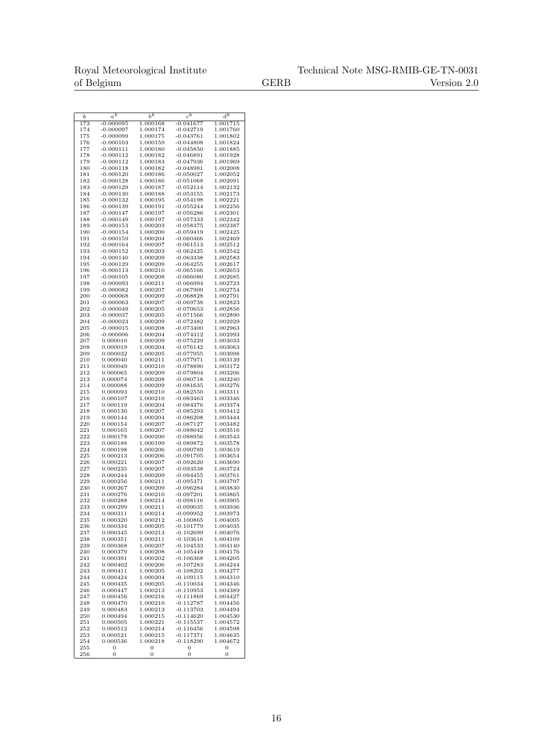| $k$ | $a^k$ | $b^k$ | $c^k$ | $d^k$ |
|---|---|---|---|---|
| 173 | -0.000095 | 1.000168 | -0.041677 | 1.001715 |
| 174 | -0.000097 | 1.000174 | -0.042719 | 1.001760 |
| 175 | -0.000099 | 1.000175 | -0.043761 | 1.001802 |
| 176 | -0.000103 | 1.000159 | -0.044808 | 1.001824 |
| 177 | -0.000111 | 1.000180 | -0.045850 | 1.001885 |
| 178 | -0.000112 | 1.000182 | -0.046891 | 1.001928 |
| 179 | -0.000112 | 1.000183 | -0.047936 | 1.001969 |
| 180 | -0.000118 | 1.000182 | -0.048981 | 1.002008 |
| 181 | -0.000120 | 1.000186 | -0.050027 | 1.002052 |
| 182 | -0.000128 | 1.000186 | -0.051068 | 1.002091 |
| 183 | -0.000129 | 1.000187 | -0.052114 | 1.002132 |
| 184 | -0.000130 | 1.000188 | -0.053155 | 1.002173 |
| 185 | -0.000132 | 1.000195 | -0.054198 | 1.002221 |
| 186 | -0.000139 | 1.000191 | -0.055244 | 1.002256 |
| 187 | -0.000147 | 1.000197 | -0.056286 | 1.002301 |
| 188 | -0.000149 | 1.000197 | -0.057333 | 1.002342 |
| 189 | -0.000153 | 1.000203 | -0.058375 | 1.002387 |
| 190 | -0.000154 | 1.000200 | -0.059419 | 1.002425 |
| 191 | -0.000159 | 1.000204 | -0.060466 | 1.002469 |
| 192 | -0.000164 | 1.000207 | -0.061513 | 1.002512 |
| 193 | -0.000152 | 1.000203 | -0.062425 | 1.002542 |
| 194 | -0.000140 | 1.000209 | -0.063338 | 1.002583 |
| 195 | -0.000129 | 1.000209 | -0.064255 | 1.002617 |
| 196 | -0.000113 | 1.000210 | -0.065166 | 1.002653 |
| 197 | -0.000105 | 1.000208 | -0.066080 | 1.002685 |
| 198 | -0.000093 | 1.000211 | -0.066994 | 1.002723 |
| 199 | -0.000082 | 1.000207 | -0.067909 | 1.002754 |
| 200 | -0.000068 | 1.000209 | -0.068828 | 1.002791 |
| 201 | -0.000063 | 1.000207 | -0.069738 | 1.002823 |
| 202 | -0.000049 | 1.000205 | -0.070653 | 1.002856 |
| 203 | -0.000037 | 1.000205 | -0.071566 | 1.002890 |
| 204 | -0.000023 | 1.000209 | -0.072482 | 1.002929 |
| 205 | -0.000015 | 1.000208 | -0.073400 | 1.002963 |
| 206 | -0.000006 | 1.000204 | -0.074312 | 1.002993 |
| 207 | 0.000010 | 1.000209 | -0.075229 | 1.003033 |
| 208 | 0.000019 | 1.000204 | -0.076142 | 1.003063 |
| 209 | 0.000032 | 1.000205 | -0.077055 | 1.003098 |
| 210 | 0.000040 | 1.000211 | -0.077971 | 1.003139 |
| 211 | 0.000049 | 1.000210 | -0.078890 | 1.003172 |
| 212 | 0.000065 | 1.000209 | -0.079804 | 1.003206 |
| 213 | 0.000074 | 1.000208 | -0.080718 | 1.003240 |
| 214 | 0.000088 | 1.000209 | -0.081635 | 1.003276 |
| 215 | 0.000093 | 1.000210 | -0.082550 | 1.003311 |
| 216 | 0.000107 | 1.000210 | -0.083463 | 1.003346 |
| 217 | 0.000119 | 1.000204 | -0.084376 | 1.003374 |
| 218 | 0.000130 | 1.000207 | -0.085293 | 1.003412 |
| 219 | 0.000144 | 1.000204 | -0.086208 | 1.003444 |
| 220 | 0.000154 | 1.000207 | -0.087127 | 1.003482 |
| 221 | 0.000165 | 1.000207 | -0.088042 | 1.003516 |
| 222 | 0.000178 | 1.000200 | -0.088956 | 1.003543 |
| 223 | 0.000188 | 1.000199 | -0.089872 | 1.003578 |
| 224 | 0.000198 | 1.000206 | -0.090789 | 1.003619 |
| 225 | 0.000213 | 1.000206 | -0.091705 | 1.003654 |
| 226 | 0.000221 | 1.000207 | -0.092620 | 1.003690 |
| 227 | 0.000235 | 1.000207 | -0.093538 | 1.003724 |
| 228 | 0.000244 | 1.000209 | -0.094455 | 1.003761 |
| 229 | 0.000256 | 1.000211 | -0.095371 | 1.003797 |
| 230 | 0.000267 | 1.000209 | -0.096284 | 1.003830 |
| 231 | 0.000276 | 1.000210 | -0.097201 | 1.003865 |
| 232 | 0.000288 | 1.000214 | -0.098116 | 1.003905 |
| 233 | 0.000299 | 1.000211 | -0.099035 | 1.003936 |
| 234 | 0.000311 | 1.000214 | -0.099952 | 1.003973 |
| 235 | 0.000320 | 1.000212 | -0.100865 | 1.004005 |
| 236 | 0.000334 | 1.000205 | -0.101779 | 1.004035 |
| 237 | 0.000345 | 1.000213 | -0.102699 | 1.004076 |
| 238 | 0.000351 | 1.000211 | -0.103616 | 1.004109 |
| 239 | 0.000368 | 1.000207 | -0.104533 | 1.004140 |
| 240 | 0.000379 | 1.000208 | -0.105449 | 1.004176 |
| 241 | 0.000391 | 1.000202 | -0.106368 | 1.004205 |
| 242 | 0.000402 | 1.000206 | -0.107283 | 1.004244 |
| 243 | 0.000411 | 1.000205 | -0.108202 | 1.004277 |
| 244 | 0.000424 | 1.000204 | -0.109115 | 1.004310 |
| 245 | 0.000435 | 1.000205 | -0.110034 | 1.004346 |
| 246 | 0.000447 | 1.000213 | -0.110953 | 1.004389 |
| 247 | 0.000456 | 1.000216 | -0.111869 | 1.004427 |
| 248 | 0.000470 | 1.000210 | -0.112787 | 1.004456 |
| 249 | 0.000483 | 1.000213 | -0.113703 | 1.004494 |
| 250 | 0.000494 | 1.000215 | -0.114620 | 1.004530 |
| 251 | 0.000505 | 1.000221 | -0.115537 | 1.004572 |
| 252 | 0.000512 | 1.000214 | -0.116456 | 1.004598 |
| 253 | 0.000521 | 1.000215 | -0.117371 | 1.004635 |
| 254 | 0.000536 | 1.000218 | -0.118290 | 1.004672 |
| 255 | 0 | 0 | 0 | 0 |
| 256 | 0 | 0 | 0 | 0 |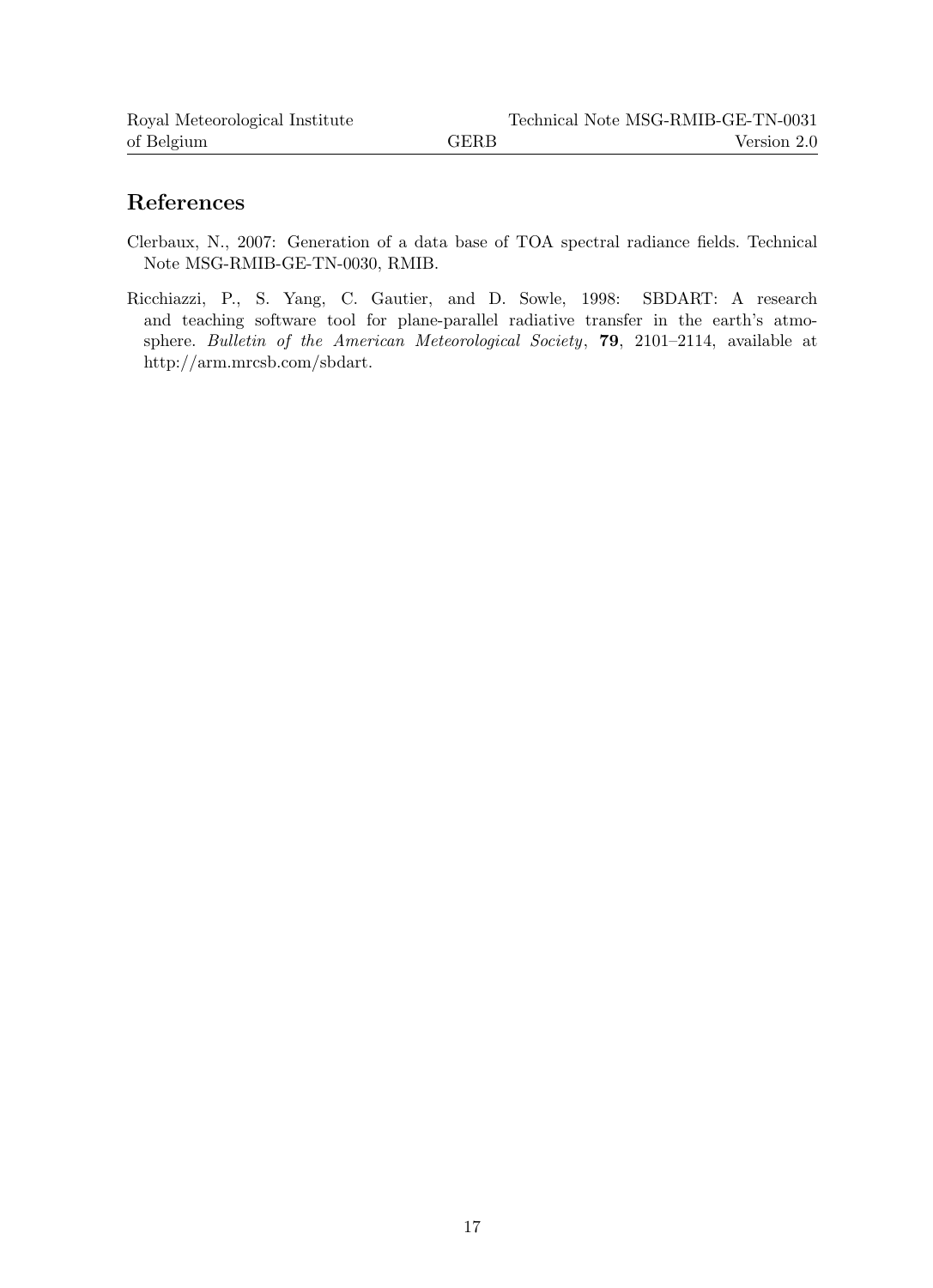## References

Clerbaux, N., 2007: Generation of a data base of TOA spectral radiance fields. Technical Note MSG-RMIB-GE-TN-0030, RMIB.

Ricchiazzi, P., S. Yang, C. Gautier, and D. Sowle, 1998: SBDART: A research and teaching software tool for plane-parallel radiative transfer in the earth's atmosphere. *Bulletin of the American Meteorological Society*, **79**, 2101–2114, available at http://arm.mrcsb.com/sbdart.